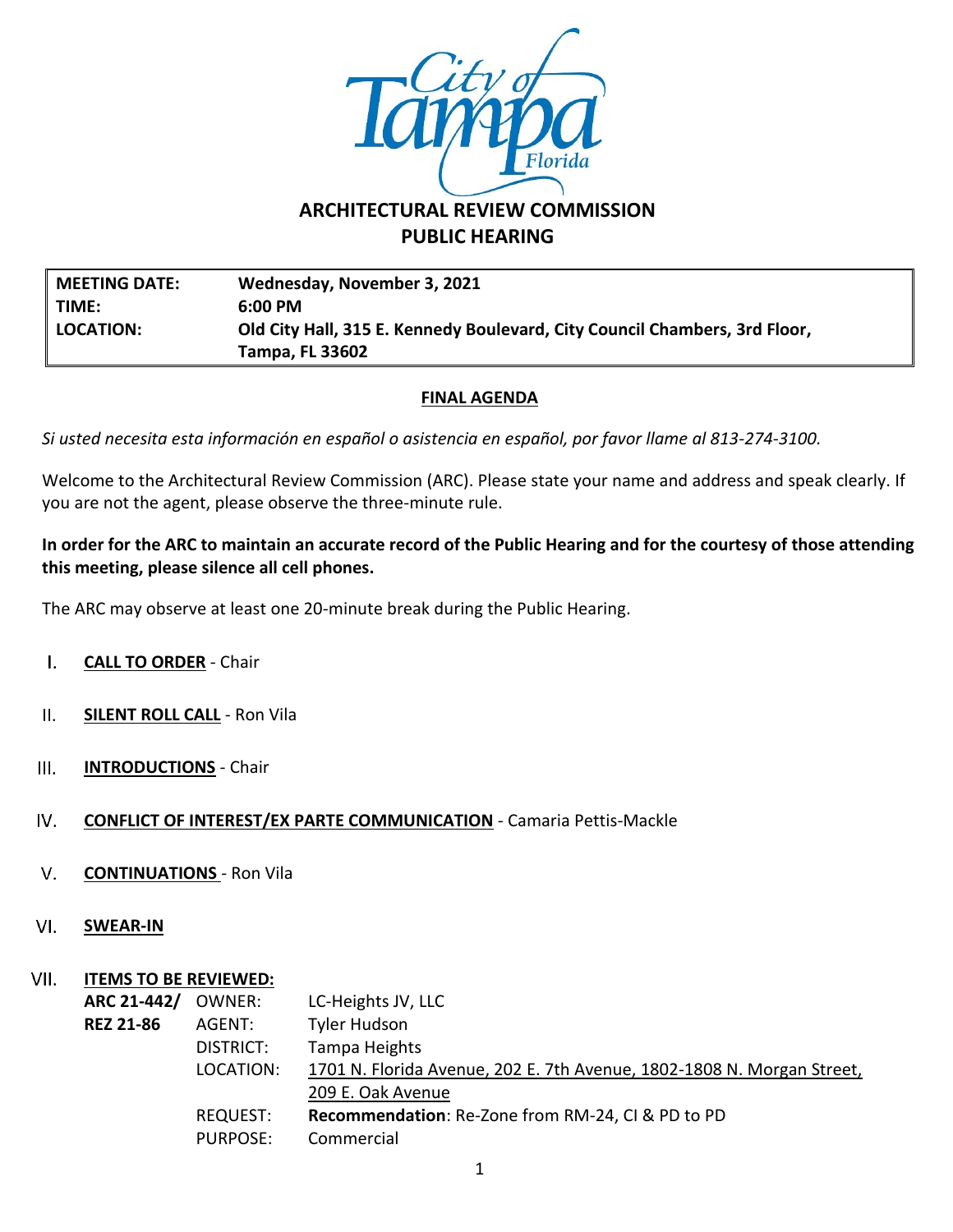# ARCHITECTURAL REVIEW COMMISSION
## PUBLIC HEARING

| | |
|---|---|
| **MEETING DATE:** | **Wednesday, November 3, 2021** |
| **TIME:** | **6:00 PM** |
| **LOCATION:** | **Old City Hall, 315 E. Kennedy Boulevard, City Council Chambers, 3rd Floor, Tampa, FL 33602** |

**FINAL AGENDA**

*Si usted necesita esta información en español o asistencia en español, por favor llame al 813-274-3100.*

Welcome to the Architectural Review Commission (ARC). Please state your name and address and speak clearly. If you are not the agent, please observe the three-minute rule.

**In order for the ARC to maintain an accurate record of the Public Hearing and for the courtesy of those attending this meeting, please silence all cell phones.**

The ARC may observe at least one 20-minute break during the Public Hearing.

I. **CALL TO ORDER** - Chair

II. **SILENT ROLL CALL** - Ron Vila

III. **INTRODUCTIONS** - Chair

IV. **CONFLICT OF INTEREST/EX PARTE COMMUNICATION** - Camaria Pettis-Mackle

V. **CONTINUATIONS** - Ron Vila

VI. **SWEAR-IN**

VII. **ITEMS TO BE REVIEWED:**

| | | |
|---|---|---|
| **ARC 21-442/** | OWNER: | LC-Heights JV, LLC |
| **REZ 21-86** | AGENT: | Tyler Hudson |
| | DISTRICT: | Tampa Heights |
| | LOCATION: | 1701 N. Florida Avenue, 202 E. 7th Avenue, 1802-1808 N. Morgan Street, 209 E. Oak Avenue |
| | REQUEST: | **Recommendation**: Re-Zone from RM-24, CI & PD to PD |
| | PURPOSE: | Commercial |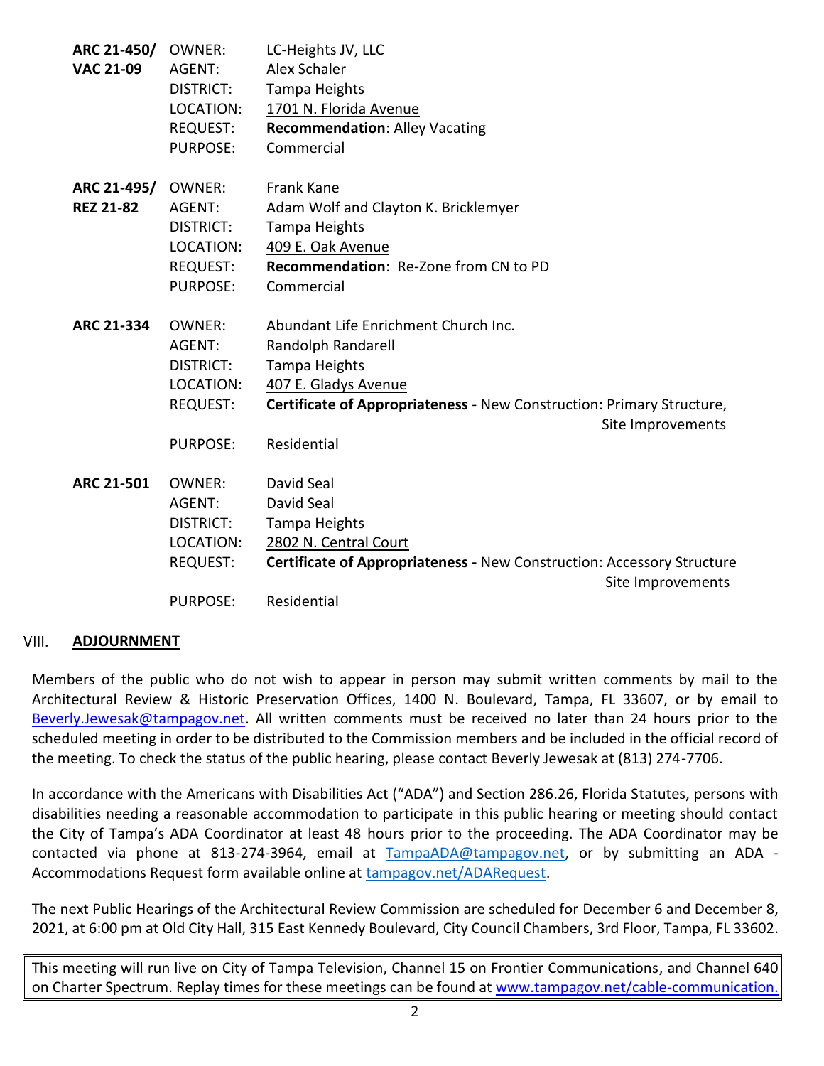| | | |
|---|---|---|
| **ARC 21-450/ VAC 21-09** | OWNER: | LC-Heights JV, LLC |
| | AGENT: | Alex Schaler |
| | DISTRICT: | Tampa Heights |
| | LOCATION: | 1701 N. Florida Avenue |
| | REQUEST: | **Recommendation**: Alley Vacating |
| | PURPOSE: | Commercial |
| **ARC 21-495/ REZ 21-82** | OWNER: | Frank Kane |
| | AGENT: | Adam Wolf and Clayton K. Bricklemyer |
| | DISTRICT: | Tampa Heights |
| | LOCATION: | 409 E. Oak Avenue |
| | REQUEST: | **Recommendation**: Re-Zone from CN to PD |
| | PURPOSE: | Commercial |
| **ARC 21-334** | OWNER: | Abundant Life Enrichment Church Inc. |
| | AGENT: | Randolph Randarell |
| | DISTRICT: | Tampa Heights |
| | LOCATION: | 407 E. Gladys Avenue |
| | REQUEST: | **Certificate of Appropriateness** - New Construction: Primary Structure, Site Improvements |
| | PURPOSE: | Residential |
| **ARC 21-501** | OWNER: | David Seal |
| | AGENT: | David Seal |
| | DISTRICT: | Tampa Heights |
| | LOCATION: | 2802 N. Central Court |
| | REQUEST: | **Certificate of Appropriateness -** New Construction: Accessory Structure Site Improvements |
| | PURPOSE: | Residential |

## VIII. ADJOURNMENT

Members of the public who do not wish to appear in person may submit written comments by mail to the Architectural Review & Historic Preservation Offices, 1400 N. Boulevard, Tampa, FL 33607, or by email to Beverly.Jewesak@tampagov.net. All written comments must be received no later than 24 hours prior to the scheduled meeting in order to be distributed to the Commission members and be included in the official record of the meeting. To check the status of the public hearing, please contact Beverly Jewesak at (813) 274-7706.

In accordance with the Americans with Disabilities Act ("ADA") and Section 286.26, Florida Statutes, persons with disabilities needing a reasonable accommodation to participate in this public hearing or meeting should contact the City of Tampa's ADA Coordinator at least 48 hours prior to the proceeding. The ADA Coordinator may be contacted via phone at 813-274-3964, email at TampaADA@tampagov.net, or by submitting an ADA - Accommodations Request form available online at tampagov.net/ADARequest.

The next Public Hearings of the Architectural Review Commission are scheduled for December 6 and December 8, 2021, at 6:00 pm at Old City Hall, 315 East Kennedy Boulevard, City Council Chambers, 3rd Floor, Tampa, FL 33602.

This meeting will run live on City of Tampa Television, Channel 15 on Frontier Communications, and Channel 640 on Charter Spectrum. Replay times for these meetings can be found at www.tampagov.net/cable-communication.